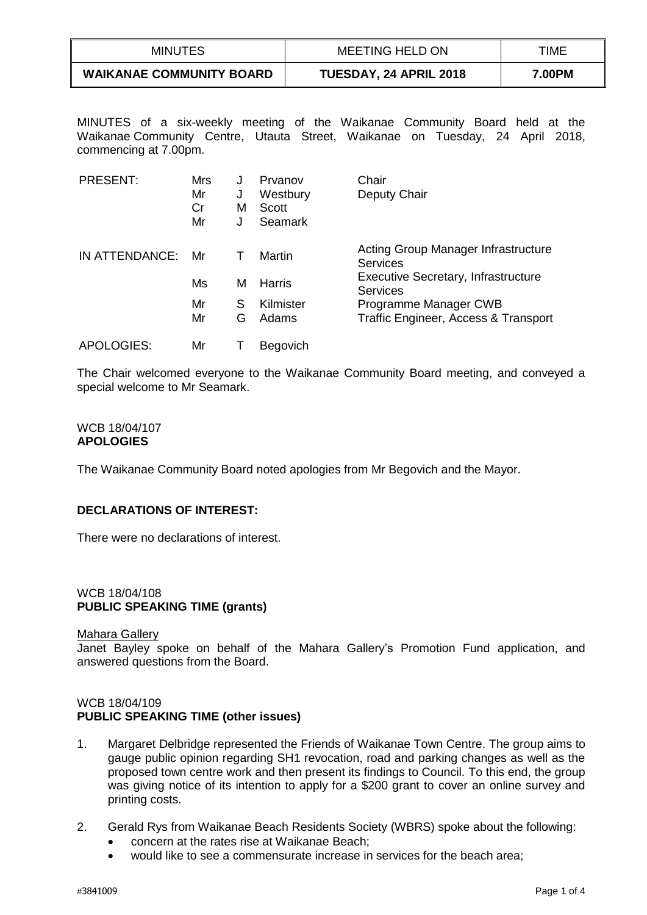| MINUTES | MEETING HELD ON | TIME |
|---|---|---|
| **WAIKANAE COMMUNITY BOARD** | **TUESDAY, 24 APRIL 2018** | **7.00PM** |

MINUTES of a six-weekly meeting of the Waikanae Community Board held at the Waikanae Community Centre, Utauta Street, Waikanae on Tuesday, 24 April 2018, commencing at 7.00pm.

| | | | | |
|---|---|---|---|---|
| PRESENT: | Mrs | J | Prvanov | Chair |
| | Mr | J | Westbury | Deputy Chair |
| | Cr | M | Scott | |
| | Mr | J | Seamark | |
| IN ATTENDANCE: | Mr | T | Martin | Acting Group Manager Infrastructure Services |
| | Ms | M | Harris | Executive Secretary, Infrastructure Services |
| | Mr | S | Kilmister | Programme Manager CWB |
| | Mr | G | Adams | Traffic Engineer, Access & Transport |
| APOLOGIES: | Mr | T | Begovich | |

The Chair welcomed everyone to the Waikanae Community Board meeting, and conveyed a special welcome to Mr Seamark.

WCB 18/04/107
**APOLOGIES**

The Waikanae Community Board noted apologies from Mr Begovich and the Mayor.

**DECLARATIONS OF INTEREST:**

There were no declarations of interest.

WCB 18/04/108
**PUBLIC SPEAKING TIME (grants)**

Mahara Gallery
Janet Bayley spoke on behalf of the Mahara Gallery's Promotion Fund application, and answered questions from the Board.

WCB 18/04/109
**PUBLIC SPEAKING TIME (other issues)**

1. Margaret Delbridge represented the Friends of Waikanae Town Centre. The group aims to gauge public opinion regarding SH1 revocation, road and parking changes as well as the proposed town centre work and then present its findings to Council. To this end, the group was giving notice of its intention to apply for a $200 grant to cover an online survey and printing costs.

2. Gerald Rys from Waikanae Beach Residents Society (WBRS) spoke about the following:
   - concern at the rates rise at Waikanae Beach;
   - would like to see a commensurate increase in services for the beach area;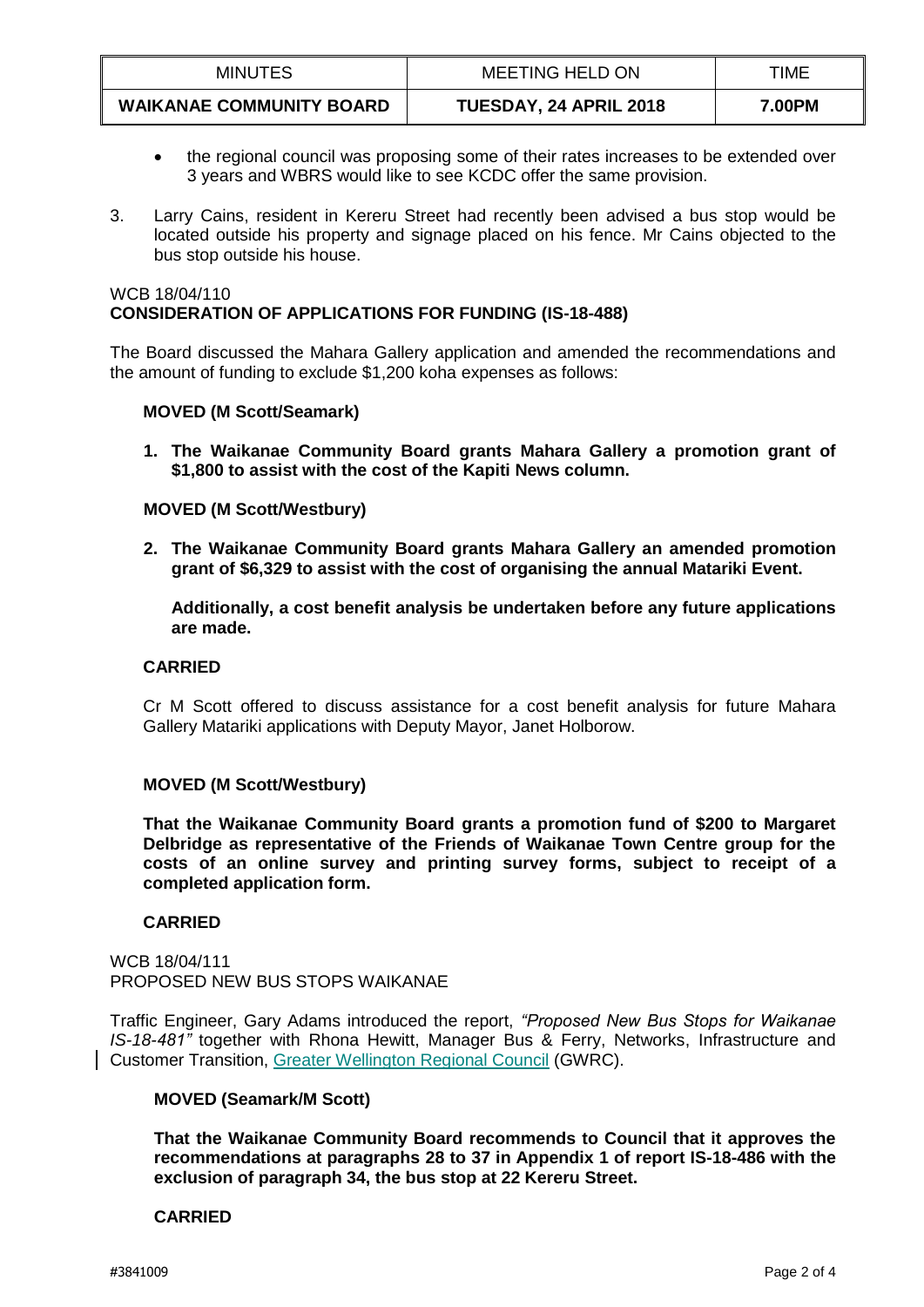- the regional council was proposing some of their rates increases to be extended over 3 years and WBRS would like to see KCDC offer the same provision.

3. Larry Cains, resident in Kereru Street had recently been advised a bus stop would be located outside his property and signage placed on his fence. Mr Cains objected to the bus stop outside his house.

WCB 18/04/110
**CONSIDERATION OF APPLICATIONS FOR FUNDING (IS-18-488)**

The Board discussed the Mahara Gallery application and amended the recommendations and the amount of funding to exclude $1,200 koha expenses as follows:

**MOVED (M Scott/Seamark)**

**1. The Waikanae Community Board grants Mahara Gallery a promotion grant of $1,800 to assist with the cost of the Kapiti News column.**

**MOVED (M Scott/Westbury)**

**2. The Waikanae Community Board grants Mahara Gallery an amended promotion grant of $6,329 to assist with the cost of organising the annual Matariki Event.**

**Additionally, a cost benefit analysis be undertaken before any future applications are made.**

**CARRIED**

Cr M Scott offered to discuss assistance for a cost benefit analysis for future Mahara Gallery Matariki applications with Deputy Mayor, Janet Holborow.

**MOVED (M Scott/Westbury)**

**That the Waikanae Community Board grants a promotion fund of $200 to Margaret Delbridge as representative of the Friends of Waikanae Town Centre group for the costs of an online survey and printing survey forms, subject to receipt of a completed application form.**

**CARRIED**

WCB 18/04/111
PROPOSED NEW BUS STOPS WAIKANAE

Traffic Engineer, Gary Adams introduced the report, *"Proposed New Bus Stops for Waikanae IS-18-481"* together with Rhona Hewitt, Manager Bus & Ferry, Networks, Infrastructure and Customer Transition, Greater Wellington Regional Council (GWRC).

**MOVED (Seamark/M Scott)**

**That the Waikanae Community Board recommends to Council that it approves the recommendations at paragraphs 28 to 37 in Appendix 1 of report IS-18-486 with the exclusion of paragraph 34, the bus stop at 22 Kereru Street.**

**CARRIED**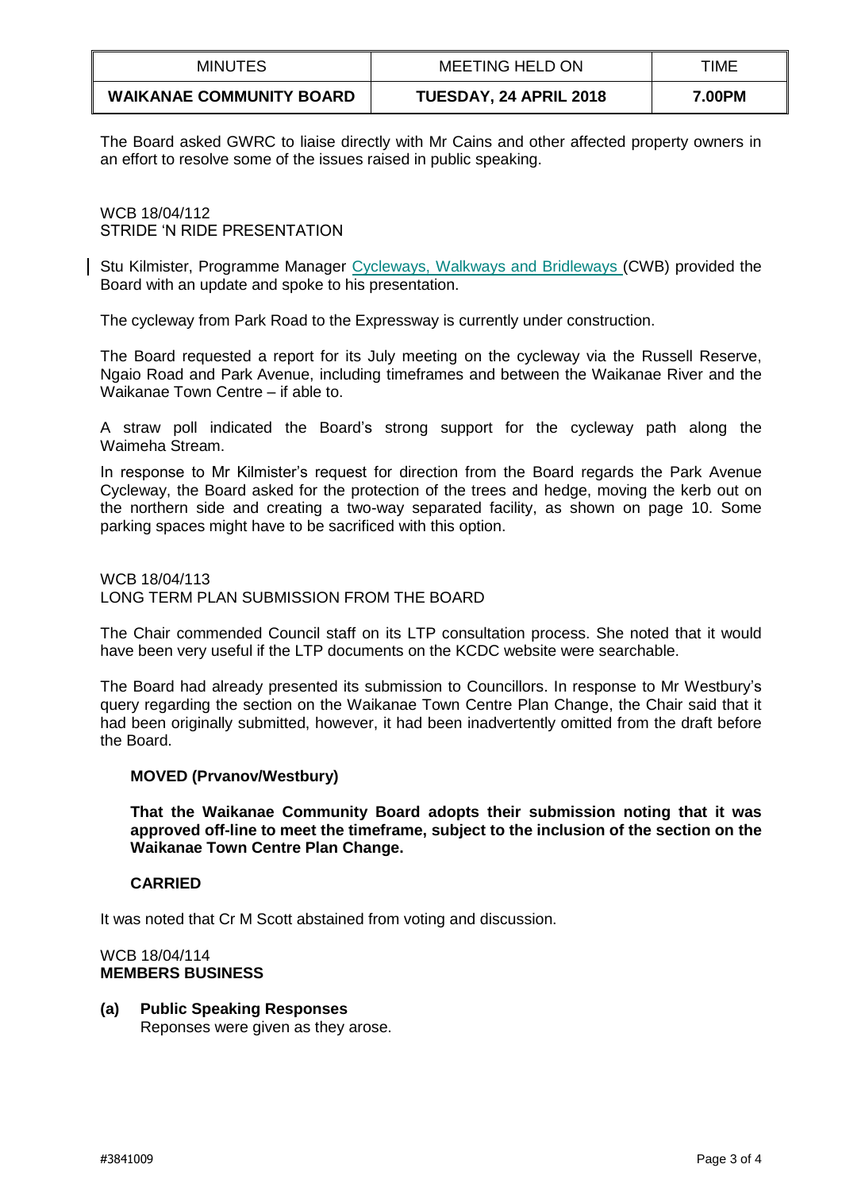The Board asked GWRC to liaise directly with Mr Cains and other affected property owners in an effort to resolve some of the issues raised in public speaking.

WCB 18/04/112
STRIDE 'N RIDE PRESENTATION

Stu Kilmister, Programme Manager Cycleways, Walkways and Bridleways (CWB) provided the Board with an update and spoke to his presentation.

The cycleway from Park Road to the Expressway is currently under construction.

The Board requested a report for its July meeting on the cycleway via the Russell Reserve, Ngaio Road and Park Avenue, including timeframes and between the Waikanae River and the Waikanae Town Centre – if able to.

A straw poll indicated the Board's strong support for the cycleway path along the Waimeha Stream.

In response to Mr Kilmister's request for direction from the Board regards the Park Avenue Cycleway, the Board asked for the protection of the trees and hedge, moving the kerb out on the northern side and creating a two-way separated facility, as shown on page 10. Some parking spaces might have to be sacrificed with this option.

WCB 18/04/113
LONG TERM PLAN SUBMISSION FROM THE BOARD

The Chair commended Council staff on its LTP consultation process. She noted that it would have been very useful if the LTP documents on the KCDC website were searchable.

The Board had already presented its submission to Councillors. In response to Mr Westbury's query regarding the section on the Waikanae Town Centre Plan Change, the Chair said that it had been originally submitted, however, it had been inadvertently omitted from the draft before the Board.

**MOVED (Prvanov/Westbury)**

**That the Waikanae Community Board adopts their submission noting that it was approved off-line to meet the timeframe, subject to the inclusion of the section on the Waikanae Town Centre Plan Change.**

**CARRIED**

It was noted that Cr M Scott abstained from voting and discussion.

WCB 18/04/114
**MEMBERS BUSINESS**

**(a) Public Speaking Responses**
Reponses were given as they arose.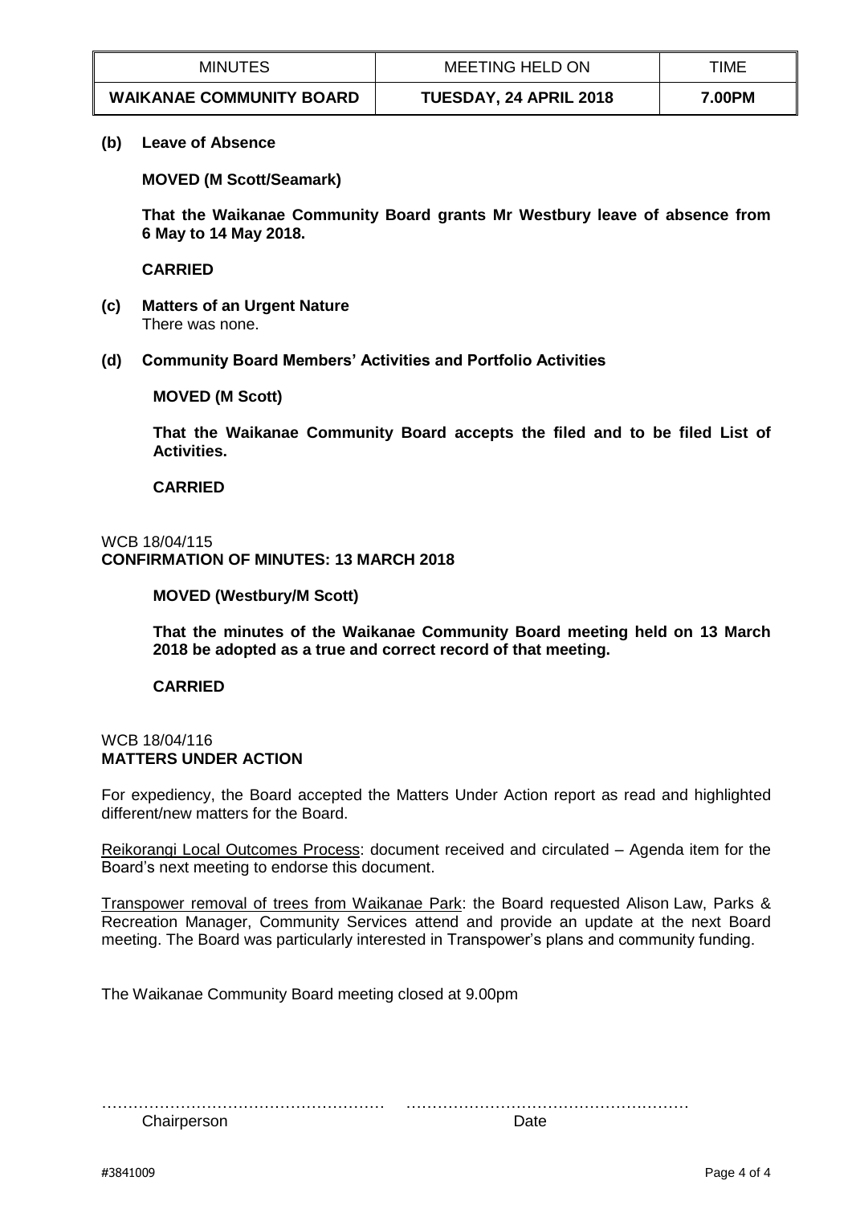**(b) Leave of Absence**

**MOVED (M Scott/Seamark)**

**That the Waikanae Community Board grants Mr Westbury leave of absence from 6 May to 14 May 2018.**

**CARRIED**

**(c) Matters of an Urgent Nature**

There was none.

**(d) Community Board Members' Activities and Portfolio Activities**

**MOVED (M Scott)**

**That the Waikanae Community Board accepts the filed and to be filed List of Activities.**

**CARRIED**

WCB 18/04/115
**CONFIRMATION OF MINUTES: 13 MARCH 2018**

**MOVED (Westbury/M Scott)**

**That the minutes of the Waikanae Community Board meeting held on 13 March 2018 be adopted as a true and correct record of that meeting.**

**CARRIED**

WCB 18/04/116
**MATTERS UNDER ACTION**

For expediency, the Board accepted the Matters Under Action report as read and highlighted different/new matters for the Board.

Reikorangi Local Outcomes Process: document received and circulated – Agenda item for the Board's next meeting to endorse this document.

Transpower removal of trees from Waikanae Park: the Board requested Alison Law, Parks & Recreation Manager, Community Services attend and provide an update at the next Board meeting. The Board was particularly interested in Transpower's plans and community funding.

The Waikanae Community Board meeting closed at 9.00pm

……………………………………………… ………………………………………………
Chairperson Date

#3841009